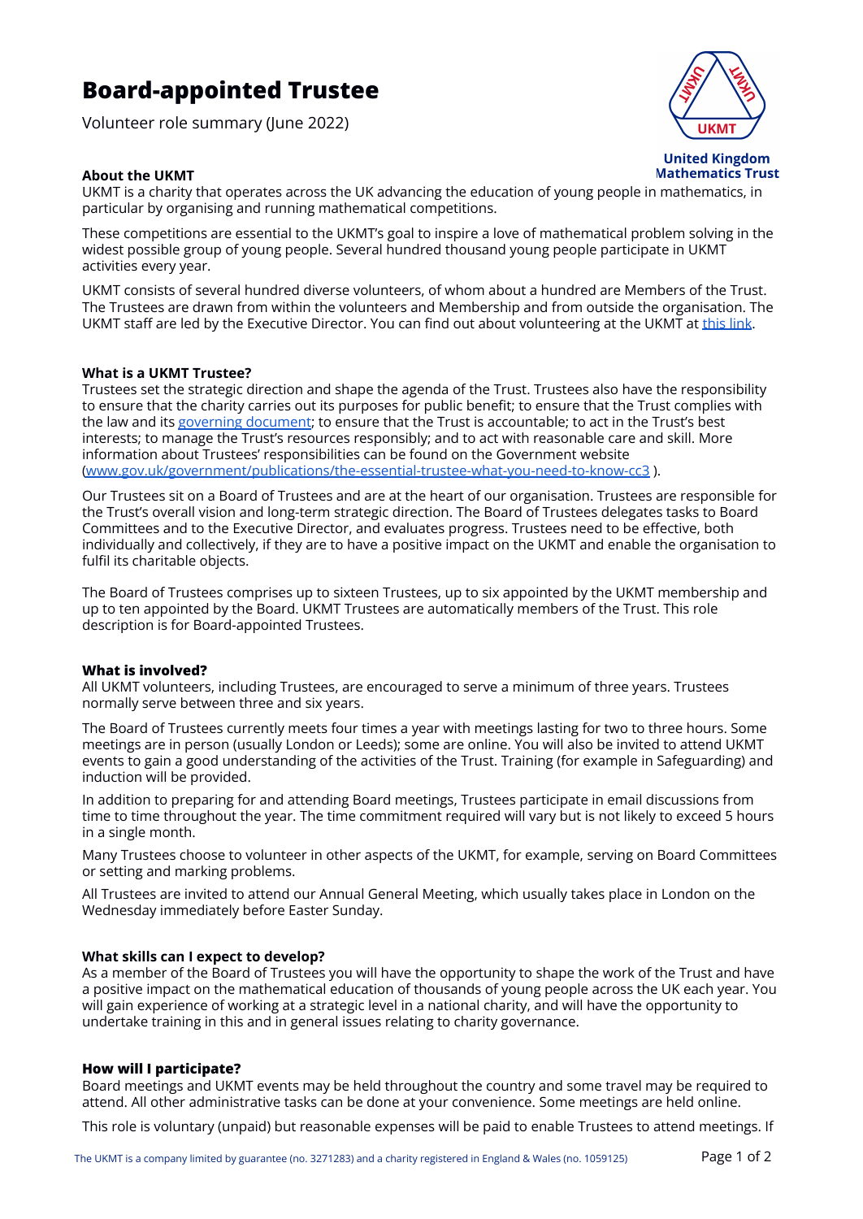# Board-appointed Trustee

Volunteer role summary (June 2022)

United Kingdom Mathematics Trust

### About the UKMT

UKMT is a charity that operates across the UK advancing the education of young people in mathematics, in particular by organising and running mathematical competitions.

These competitions are essential to the UKMT's goal to inspire a love of mathematical problem solving in the widest possible group of young people. Several hundred thousand young people participate in UKMT activities every year.

UKMT consists of several hundred diverse volunteers, of whom about a hundred are Members of the Trust. The Trustees are drawn from within the volunteers and Membership and from outside the organisation. The UKMT staff are led by the Executive Director. You can find out about volunteering at the UKMT at this link.

### What is a UKMT Trustee?

Trustees set the strategic direction and shape the agenda of the Trust. Trustees also have the responsibility to ensure that the charity carries out its purposes for public benefit; to ensure that the Trust complies with the law and its governing document; to ensure that the Trust is accountable; to act in the Trust's best interests; to manage the Trust's resources responsibly; and to act with reasonable care and skill. More information about Trustees' responsibilities can be found on the Government website (www.gov.uk/government/publications/the-essential-trustee-what-you-need-to-know-cc3 ).

Our Trustees sit on a Board of Trustees and are at the heart of our organisation. Trustees are responsible for the Trust's overall vision and long-term strategic direction. The Board of Trustees delegates tasks to Board Committees and to the Executive Director, and evaluates progress. Trustees need to be effective, both individually and collectively, if they are to have a positive impact on the UKMT and enable the organisation to fulfil its charitable objects.

The Board of Trustees comprises up to sixteen Trustees, up to six appointed by the UKMT membership and up to ten appointed by the Board. UKMT Trustees are automatically members of the Trust. This role description is for Board-appointed Trustees.

### What is involved?

All UKMT volunteers, including Trustees, are encouraged to serve a minimum of three years. Trustees normally serve between three and six years.

The Board of Trustees currently meets four times a year with meetings lasting for two to three hours. Some meetings are in person (usually London or Leeds); some are online. You will also be invited to attend UKMT events to gain a good understanding of the activities of the Trust. Training (for example in Safeguarding) and induction will be provided.

In addition to preparing for and attending Board meetings, Trustees participate in email discussions from time to time throughout the year. The time commitment required will vary but is not likely to exceed 5 hours in a single month.

Many Trustees choose to volunteer in other aspects of the UKMT, for example, serving on Board Committees or setting and marking problems.

All Trustees are invited to attend our Annual General Meeting, which usually takes place in London on the Wednesday immediately before Easter Sunday.

### What skills can I expect to develop?

As a member of the Board of Trustees you will have the opportunity to shape the work of the Trust and have a positive impact on the mathematical education of thousands of young people across the UK each year. You will gain experience of working at a strategic level in a national charity, and will have the opportunity to undertake training in this and in general issues relating to charity governance.

### How will I participate?

Board meetings and UKMT events may be held throughout the country and some travel may be required to attend. All other administrative tasks can be done at your convenience. Some meetings are held online.

This role is voluntary (unpaid) but reasonable expenses will be paid to enable Trustees to attend meetings. If

The UKMT is a company limited by guarantee (no. 3271283) and a charity registered in England & Wales (no. 1059125)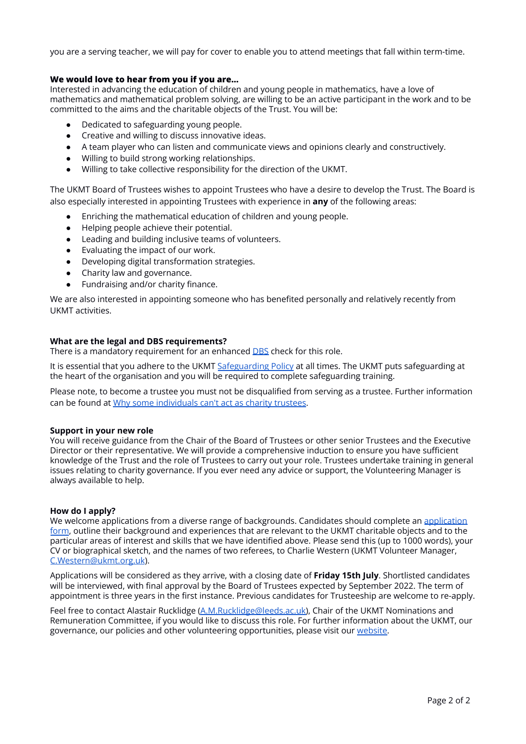you are a serving teacher, we will pay for cover to enable you to attend meetings that fall within term-time.

**We would love to hear from you if you are...**
Interested in advancing the education of children and young people in mathematics, have a love of mathematics and mathematical problem solving, are willing to be an active participant in the work and to be committed to the aims and the charitable objects of the Trust. You will be:

- Dedicated to safeguarding young people.
- Creative and willing to discuss innovative ideas.
- A team player who can listen and communicate views and opinions clearly and constructively.
- Willing to build strong working relationships.
- Willing to take collective responsibility for the direction of the UKMT.

The UKMT Board of Trustees wishes to appoint Trustees who have a desire to develop the Trust. The Board is also especially interested in appointing Trustees with experience in **any** of the following areas:

- Enriching the mathematical education of children and young people.
- Helping people achieve their potential.
- Leading and building inclusive teams of volunteers.
- Evaluating the impact of our work.
- Developing digital transformation strategies.
- Charity law and governance.
- Fundraising and/or charity finance.

We are also interested in appointing someone who has benefited personally and relatively recently from UKMT activities.

**What are the legal and DBS requirements?**
There is a mandatory requirement for an enhanced DBS check for this role.

It is essential that you adhere to the UKMT Safeguarding Policy at all times. The UKMT puts safeguarding at the heart of the organisation and you will be required to complete safeguarding training.

Please note, to become a trustee you must not be disqualified from serving as a trustee. Further information can be found at Why some individuals can't act as charity trustees.

**Support in your new role**
You will receive guidance from the Chair of the Board of Trustees or other senior Trustees and the Executive Director or their representative. We will provide a comprehensive induction to ensure you have sufficient knowledge of the Trust and the role of Trustees to carry out your role. Trustees undertake training in general issues relating to charity governance. If you ever need any advice or support, the Volunteering Manager is always available to help.

**How do I apply?**
We welcome applications from a diverse range of backgrounds. Candidates should complete an application form, outline their background and experiences that are relevant to the UKMT charitable objects and to the particular areas of interest and skills that we have identified above. Please send this (up to 1000 words), your CV or biographical sketch, and the names of two referees, to Charlie Western (UKMT Volunteer Manager, C.Western@ukmt.org.uk).

Applications will be considered as they arrive, with a closing date of **Friday 15th July**. Shortlisted candidates will be interviewed, with final approval by the Board of Trustees expected by September 2022. The term of appointment is three years in the first instance. Previous candidates for Trusteeship are welcome to re-apply.

Feel free to contact Alastair Rucklidge (A.M.Rucklidge@leeds.ac.uk), Chair of the UKMT Nominations and Remuneration Committee, if you would like to discuss this role. For further information about the UKMT, our governance, our policies and other volunteering opportunities, please visit our website.